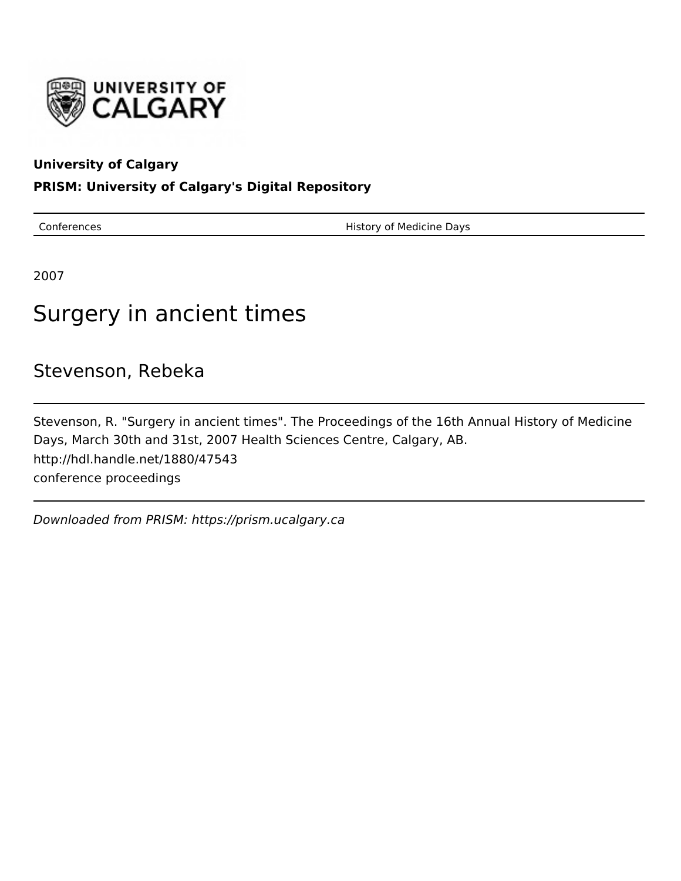**University of Calgary**

**PRISM: University of Calgary's Digital Repository**

| Conferences | History of Medicine Days |
| --- | --- |

2007

# Surgery in ancient times

## Stevenson, Rebeka

Stevenson, R. "Surgery in ancient times". The Proceedings of the 16th Annual History of Medicine Days, March 30th and 31st, 2007 Health Sciences Centre, Calgary, AB.

http://hdl.handle.net/1880/47543

conference proceedings

*Downloaded from PRISM: https://prism.ucalgary.ca*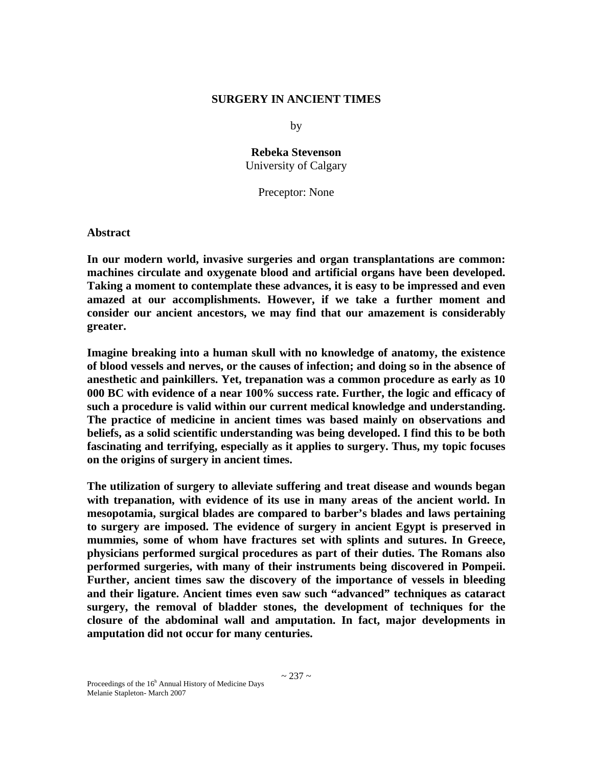# SURGERY IN ANCIENT TIMES

by

**Rebeka Stevenson**
University of Calgary

Preceptor: None

## Abstract

**In our modern world, invasive surgeries and organ transplantations are common: machines circulate and oxygenate blood and artificial organs have been developed. Taking a moment to contemplate these advances, it is easy to be impressed and even amazed at our accomplishments. However, if we take a further moment and consider our ancient ancestors, we may find that our amazement is considerably greater.**

**Imagine breaking into a human skull with no knowledge of anatomy, the existence of blood vessels and nerves, or the causes of infection; and doing so in the absence of anesthetic and painkillers. Yet, trepanation was a common procedure as early as 10 000 BC with evidence of a near 100% success rate. Further, the logic and efficacy of such a procedure is valid within our current medical knowledge and understanding. The practice of medicine in ancient times was based mainly on observations and beliefs, as a solid scientific understanding was being developed. I find this to be both fascinating and terrifying, especially as it applies to surgery. Thus, my topic focuses on the origins of surgery in ancient times.**

**The utilization of surgery to alleviate suffering and treat disease and wounds began with trepanation, with evidence of its use in many areas of the ancient world. In mesopotamia, surgical blades are compared to barber's blades and laws pertaining to surgery are imposed. The evidence of surgery in ancient Egypt is preserved in mummies, some of whom have fractures set with splints and sutures. In Greece, physicians performed surgical procedures as part of their duties. The Romans also performed surgeries, with many of their instruments being discovered in Pompeii. Further, ancient times saw the discovery of the importance of vessels in bleeding and their ligature. Ancient times even saw such "advanced" techniques as cataract surgery, the removal of bladder stones, the development of techniques for the closure of the abdominal wall and amputation. In fact, major developments in amputation did not occur for many centuries.**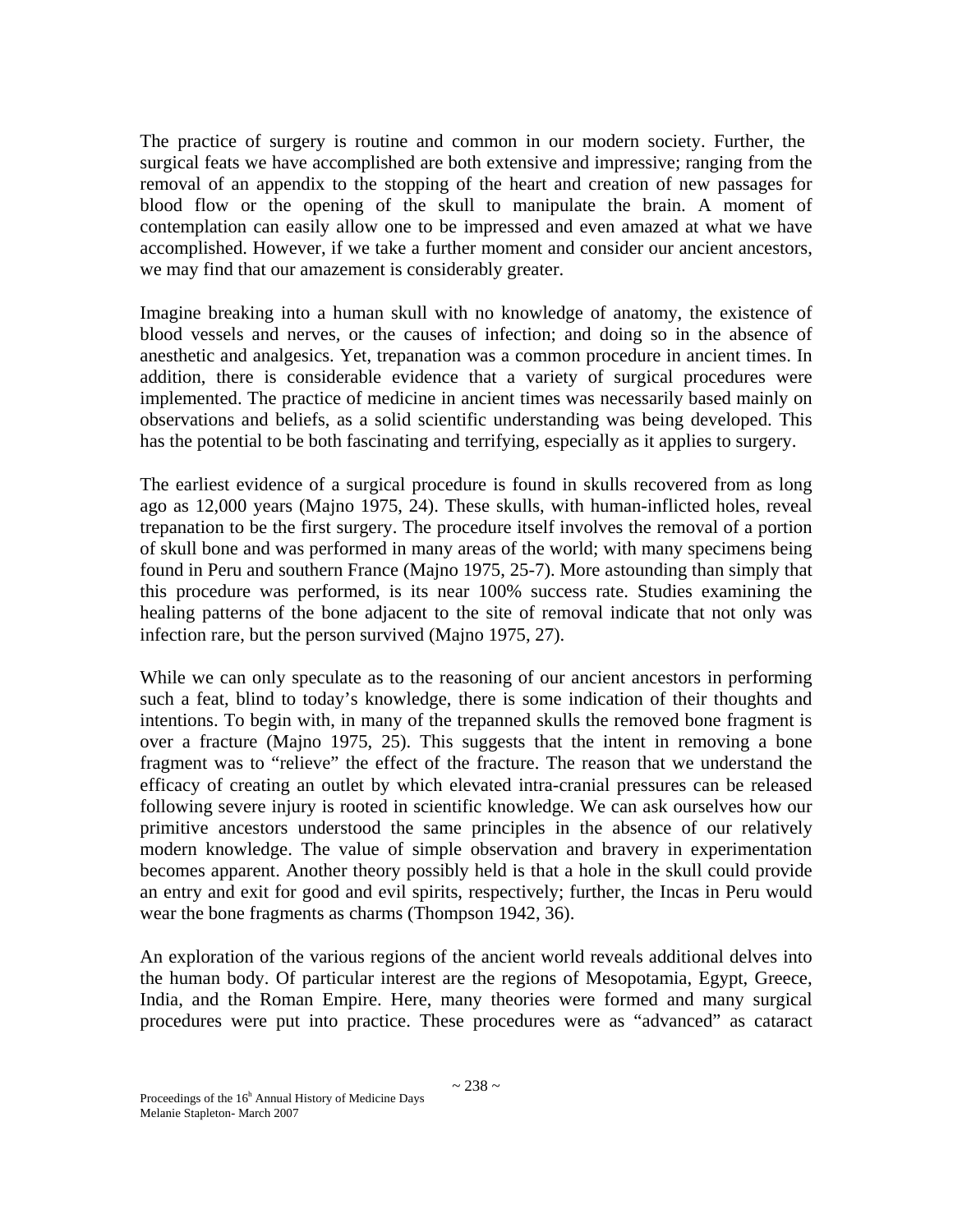The practice of surgery is routine and common in our modern society. Further, the surgical feats we have accomplished are both extensive and impressive; ranging from the removal of an appendix to the stopping of the heart and creation of new passages for blood flow or the opening of the skull to manipulate the brain. A moment of contemplation can easily allow one to be impressed and even amazed at what we have accomplished. However, if we take a further moment and consider our ancient ancestors, we may find that our amazement is considerably greater.

Imagine breaking into a human skull with no knowledge of anatomy, the existence of blood vessels and nerves, or the causes of infection; and doing so in the absence of anesthetic and analgesics. Yet, trepanation was a common procedure in ancient times. In addition, there is considerable evidence that a variety of surgical procedures were implemented. The practice of medicine in ancient times was necessarily based mainly on observations and beliefs, as a solid scientific understanding was being developed. This has the potential to be both fascinating and terrifying, especially as it applies to surgery.

The earliest evidence of a surgical procedure is found in skulls recovered from as long ago as 12,000 years (Majno 1975, 24). These skulls, with human-inflicted holes, reveal trepanation to be the first surgery. The procedure itself involves the removal of a portion of skull bone and was performed in many areas of the world; with many specimens being found in Peru and southern France (Majno 1975, 25-7). More astounding than simply that this procedure was performed, is its near 100% success rate. Studies examining the healing patterns of the bone adjacent to the site of removal indicate that not only was infection rare, but the person survived (Majno 1975, 27).

While we can only speculate as to the reasoning of our ancient ancestors in performing such a feat, blind to today's knowledge, there is some indication of their thoughts and intentions. To begin with, in many of the trepanned skulls the removed bone fragment is over a fracture (Majno 1975, 25). This suggests that the intent in removing a bone fragment was to "relieve" the effect of the fracture. The reason that we understand the efficacy of creating an outlet by which elevated intra-cranial pressures can be released following severe injury is rooted in scientific knowledge. We can ask ourselves how our primitive ancestors understood the same principles in the absence of our relatively modern knowledge. The value of simple observation and bravery in experimentation becomes apparent. Another theory possibly held is that a hole in the skull could provide an entry and exit for good and evil spirits, respectively; further, the Incas in Peru would wear the bone fragments as charms (Thompson 1942, 36).

An exploration of the various regions of the ancient world reveals additional delves into the human body. Of particular interest are the regions of Mesopotamia, Egypt, Greece, India, and the Roman Empire. Here, many theories were formed and many surgical procedures were put into practice. These procedures were as "advanced" as cataract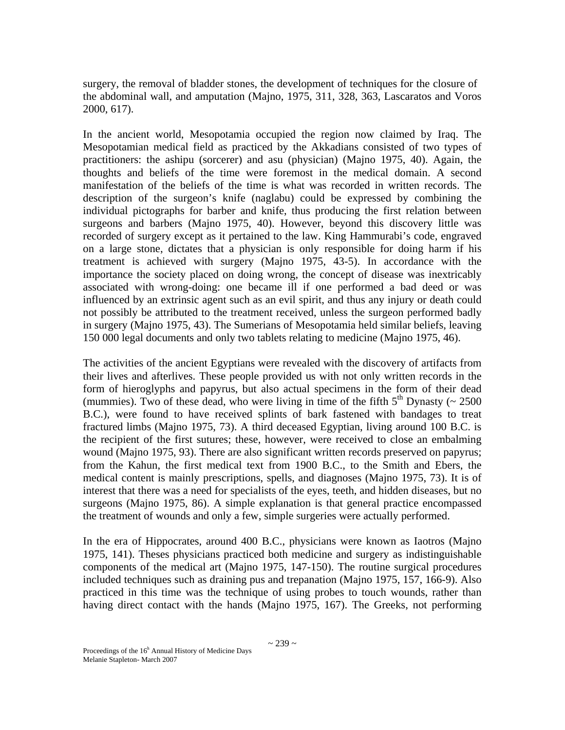surgery, the removal of bladder stones, the development of techniques for the closure of the abdominal wall, and amputation (Majno, 1975, 311, 328, 363, Lascaratos and Voros 2000, 617).

In the ancient world, Mesopotamia occupied the region now claimed by Iraq. The Mesopotamian medical field as practiced by the Akkadians consisted of two types of practitioners: the ashipu (sorcerer) and asu (physician) (Majno 1975, 40). Again, the thoughts and beliefs of the time were foremost in the medical domain. A second manifestation of the beliefs of the time is what was recorded in written records. The description of the surgeon's knife (naglabu) could be expressed by combining the individual pictographs for barber and knife, thus producing the first relation between surgeons and barbers (Majno 1975, 40). However, beyond this discovery little was recorded of surgery except as it pertained to the law. King Hammurabi's code, engraved on a large stone, dictates that a physician is only responsible for doing harm if his treatment is achieved with surgery (Majno 1975, 43-5). In accordance with the importance the society placed on doing wrong, the concept of disease was inextricably associated with wrong-doing: one became ill if one performed a bad deed or was influenced by an extrinsic agent such as an evil spirit, and thus any injury or death could not possibly be attributed to the treatment received, unless the surgeon performed badly in surgery (Majno 1975, 43). The Sumerians of Mesopotamia held similar beliefs, leaving 150 000 legal documents and only two tablets relating to medicine (Majno 1975, 46).

The activities of the ancient Egyptians were revealed with the discovery of artifacts from their lives and afterlives. These people provided us with not only written records in the form of hieroglyphs and papyrus, but also actual specimens in the form of their dead (mummies). Two of these dead, who were living in time of the fifth 5th Dynasty (~ 2500 B.C.), were found to have received splints of bark fastened with bandages to treat fractured limbs (Majno 1975, 73). A third deceased Egyptian, living around 100 B.C. is the recipient of the first sutures; these, however, were received to close an embalming wound (Majno 1975, 93). There are also significant written records preserved on papyrus; from the Kahun, the first medical text from 1900 B.C., to the Smith and Ebers, the medical content is mainly prescriptions, spells, and diagnoses (Majno 1975, 73). It is of interest that there was a need for specialists of the eyes, teeth, and hidden diseases, but no surgeons (Majno 1975, 86). A simple explanation is that general practice encompassed the treatment of wounds and only a few, simple surgeries were actually performed.

In the era of Hippocrates, around 400 B.C., physicians were known as Iaotros (Majno 1975, 141). Theses physicians practiced both medicine and surgery as indistinguishable components of the medical art (Majno 1975, 147-150). The routine surgical procedures included techniques such as draining pus and trepanation (Majno 1975, 157, 166-9). Also practiced in this time was the technique of using probes to touch wounds, rather than having direct contact with the hands (Majno 1975, 167). The Greeks, not performing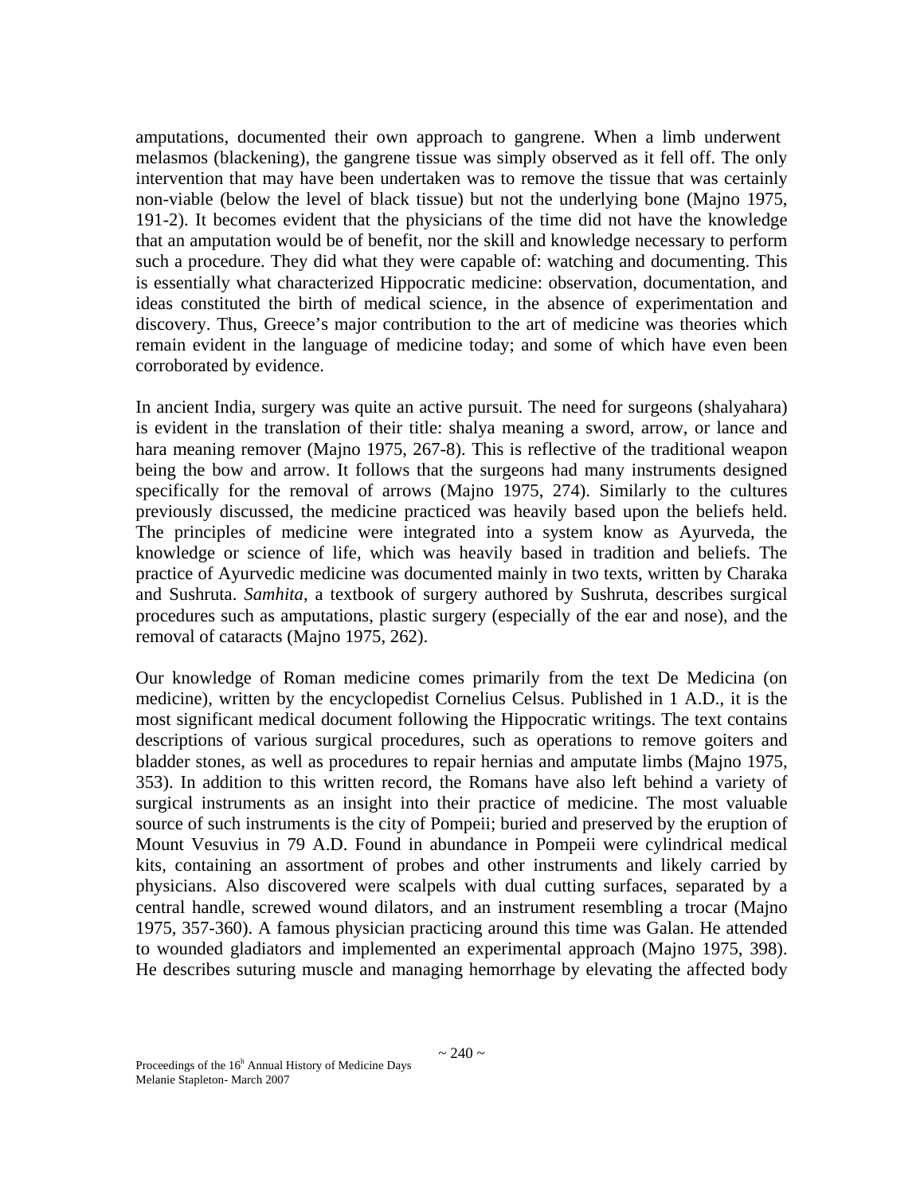amputations, documented their own approach to gangrene. When a limb underwent melasmos (blackening), the gangrene tissue was simply observed as it fell off. The only intervention that may have been undertaken was to remove the tissue that was certainly non-viable (below the level of black tissue) but not the underlying bone (Majno 1975, 191-2). It becomes evident that the physicians of the time did not have the knowledge that an amputation would be of benefit, nor the skill and knowledge necessary to perform such a procedure. They did what they were capable of: watching and documenting. This is essentially what characterized Hippocratic medicine: observation, documentation, and ideas constituted the birth of medical science, in the absence of experimentation and discovery. Thus, Greece's major contribution to the art of medicine was theories which remain evident in the language of medicine today; and some of which have even been corroborated by evidence.

In ancient India, surgery was quite an active pursuit. The need for surgeons (shalyahara) is evident in the translation of their title: shalya meaning a sword, arrow, or lance and hara meaning remover (Majno 1975, 267-8). This is reflective of the traditional weapon being the bow and arrow. It follows that the surgeons had many instruments designed specifically for the removal of arrows (Majno 1975, 274). Similarly to the cultures previously discussed, the medicine practiced was heavily based upon the beliefs held. The principles of medicine were integrated into a system know as Ayurveda, the knowledge or science of life, which was heavily based in tradition and beliefs. The practice of Ayurvedic medicine was documented mainly in two texts, written by Charaka and Sushruta. *Samhita*, a textbook of surgery authored by Sushruta, describes surgical procedures such as amputations, plastic surgery (especially of the ear and nose), and the removal of cataracts (Majno 1975, 262).

Our knowledge of Roman medicine comes primarily from the text De Medicina (on medicine), written by the encyclopedist Cornelius Celsus. Published in 1 A.D., it is the most significant medical document following the Hippocratic writings. The text contains descriptions of various surgical procedures, such as operations to remove goiters and bladder stones, as well as procedures to repair hernias and amputate limbs (Majno 1975, 353). In addition to this written record, the Romans have also left behind a variety of surgical instruments as an insight into their practice of medicine. The most valuable source of such instruments is the city of Pompeii; buried and preserved by the eruption of Mount Vesuvius in 79 A.D. Found in abundance in Pompeii were cylindrical medical kits, containing an assortment of probes and other instruments and likely carried by physicians. Also discovered were scalpels with dual cutting surfaces, separated by a central handle, screwed wound dilators, and an instrument resembling a trocar (Majno 1975, 357-360). A famous physician practicing around this time was Galan. He attended to wounded gladiators and implemented an experimental approach (Majno 1975, 398). He describes suturing muscle and managing hemorrhage by elevating the affected body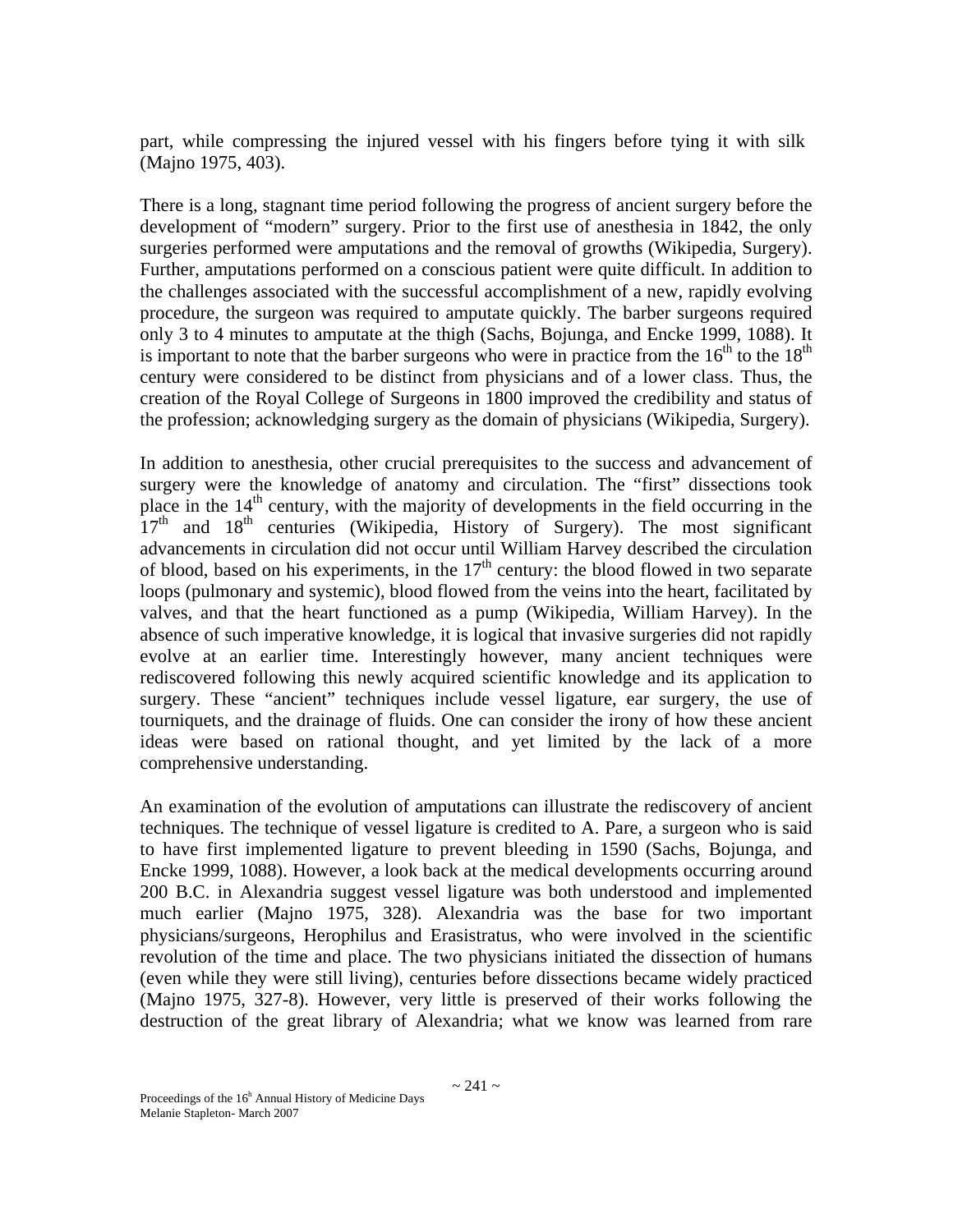part, while compressing the injured vessel with his fingers before tying it with silk (Majno 1975, 403).

There is a long, stagnant time period following the progress of ancient surgery before the development of "modern" surgery. Prior to the first use of anesthesia in 1842, the only surgeries performed were amputations and the removal of growths (Wikipedia, Surgery). Further, amputations performed on a conscious patient were quite difficult. In addition to the challenges associated with the successful accomplishment of a new, rapidly evolving procedure, the surgeon was required to amputate quickly. The barber surgeons required only 3 to 4 minutes to amputate at the thigh (Sachs, Bojunga, and Encke 1999, 1088). It is important to note that the barber surgeons who were in practice from the 16th to the 18th century were considered to be distinct from physicians and of a lower class. Thus, the creation of the Royal College of Surgeons in 1800 improved the credibility and status of the profession; acknowledging surgery as the domain of physicians (Wikipedia, Surgery).

In addition to anesthesia, other crucial prerequisites to the success and advancement of surgery were the knowledge of anatomy and circulation. The "first" dissections took place in the 14th century, with the majority of developments in the field occurring in the 17th and 18th centuries (Wikipedia, History of Surgery). The most significant advancements in circulation did not occur until William Harvey described the circulation of blood, based on his experiments, in the 17th century: the blood flowed in two separate loops (pulmonary and systemic), blood flowed from the veins into the heart, facilitated by valves, and that the heart functioned as a pump (Wikipedia, William Harvey). In the absence of such imperative knowledge, it is logical that invasive surgeries did not rapidly evolve at an earlier time. Interestingly however, many ancient techniques were rediscovered following this newly acquired scientific knowledge and its application to surgery. These "ancient" techniques include vessel ligature, ear surgery, the use of tourniquets, and the drainage of fluids. One can consider the irony of how these ancient ideas were based on rational thought, and yet limited by the lack of a more comprehensive understanding.

An examination of the evolution of amputations can illustrate the rediscovery of ancient techniques. The technique of vessel ligature is credited to A. Pare, a surgeon who is said to have first implemented ligature to prevent bleeding in 1590 (Sachs, Bojunga, and Encke 1999, 1088). However, a look back at the medical developments occurring around 200 B.C. in Alexandria suggest vessel ligature was both understood and implemented much earlier (Majno 1975, 328). Alexandria was the base for two important physicians/surgeons, Herophilus and Erasistratus, who were involved in the scientific revolution of the time and place. The two physicians initiated the dissection of humans (even while they were still living), centuries before dissections became widely practiced (Majno 1975, 327-8). However, very little is preserved of their works following the destruction of the great library of Alexandria; what we know was learned from rare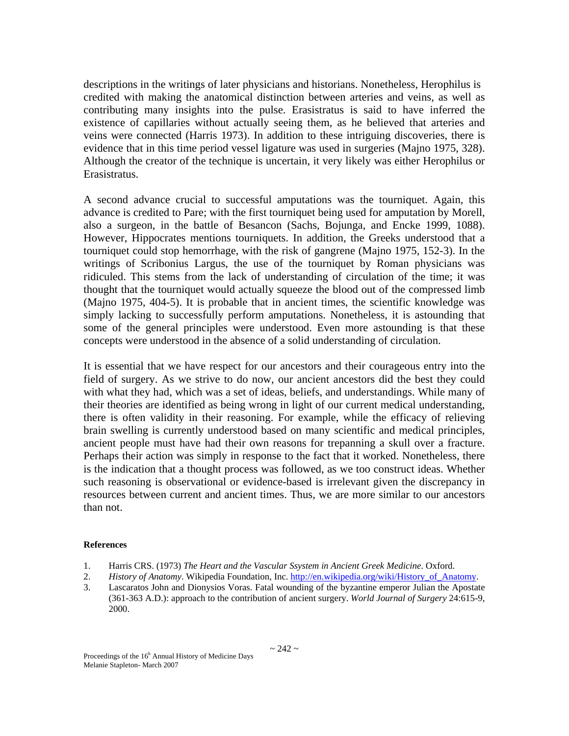descriptions in the writings of later physicians and historians. Nonetheless, Herophilus is credited with making the anatomical distinction between arteries and veins, as well as contributing many insights into the pulse. Erasistratus is said to have inferred the existence of capillaries without actually seeing them, as he believed that arteries and veins were connected (Harris 1973). In addition to these intriguing discoveries, there is evidence that in this time period vessel ligature was used in surgeries (Majno 1975, 328). Although the creator of the technique is uncertain, it very likely was either Herophilus or Erasistratus.

A second advance crucial to successful amputations was the tourniquet. Again, this advance is credited to Pare; with the first tourniquet being used for amputation by Morell, also a surgeon, in the battle of Besancon (Sachs, Bojunga, and Encke 1999, 1088). However, Hippocrates mentions tourniquets. In addition, the Greeks understood that a tourniquet could stop hemorrhage, with the risk of gangrene (Majno 1975, 152-3). In the writings of Scribonius Largus, the use of the tourniquet by Roman physicians was ridiculed. This stems from the lack of understanding of circulation of the time; it was thought that the tourniquet would actually squeeze the blood out of the compressed limb (Majno 1975, 404-5). It is probable that in ancient times, the scientific knowledge was simply lacking to successfully perform amputations. Nonetheless, it is astounding that some of the general principles were understood. Even more astounding is that these concepts were understood in the absence of a solid understanding of circulation.

It is essential that we have respect for our ancestors and their courageous entry into the field of surgery. As we strive to do now, our ancient ancestors did the best they could with what they had, which was a set of ideas, beliefs, and understandings. While many of their theories are identified as being wrong in light of our current medical understanding, there is often validity in their reasoning. For example, while the efficacy of relieving brain swelling is currently understood based on many scientific and medical principles, ancient people must have had their own reasons for trepanning a skull over a fracture. Perhaps their action was simply in response to the fact that it worked. Nonetheless, there is the indication that a thought process was followed, as we too construct ideas. Whether such reasoning is observational or evidence-based is irrelevant given the discrepancy in resources between current and ancient times. Thus, we are more similar to our ancestors than not.

**References**

1. Harris CRS. (1973) *The Heart and the Vascular Ssystem in Ancient Greek Medicine*. Oxford.
2. *History of Anatomy*. Wikipedia Foundation, Inc. http://en.wikipedia.org/wiki/History_of_Anatomy.
3. Lascaratos John and Dionysios Voras. Fatal wounding of the byzantine emperor Julian the Apostate (361-363 A.D.): approach to the contribution of ancient surgery. *World Journal of Surgery* 24:615-9, 2000.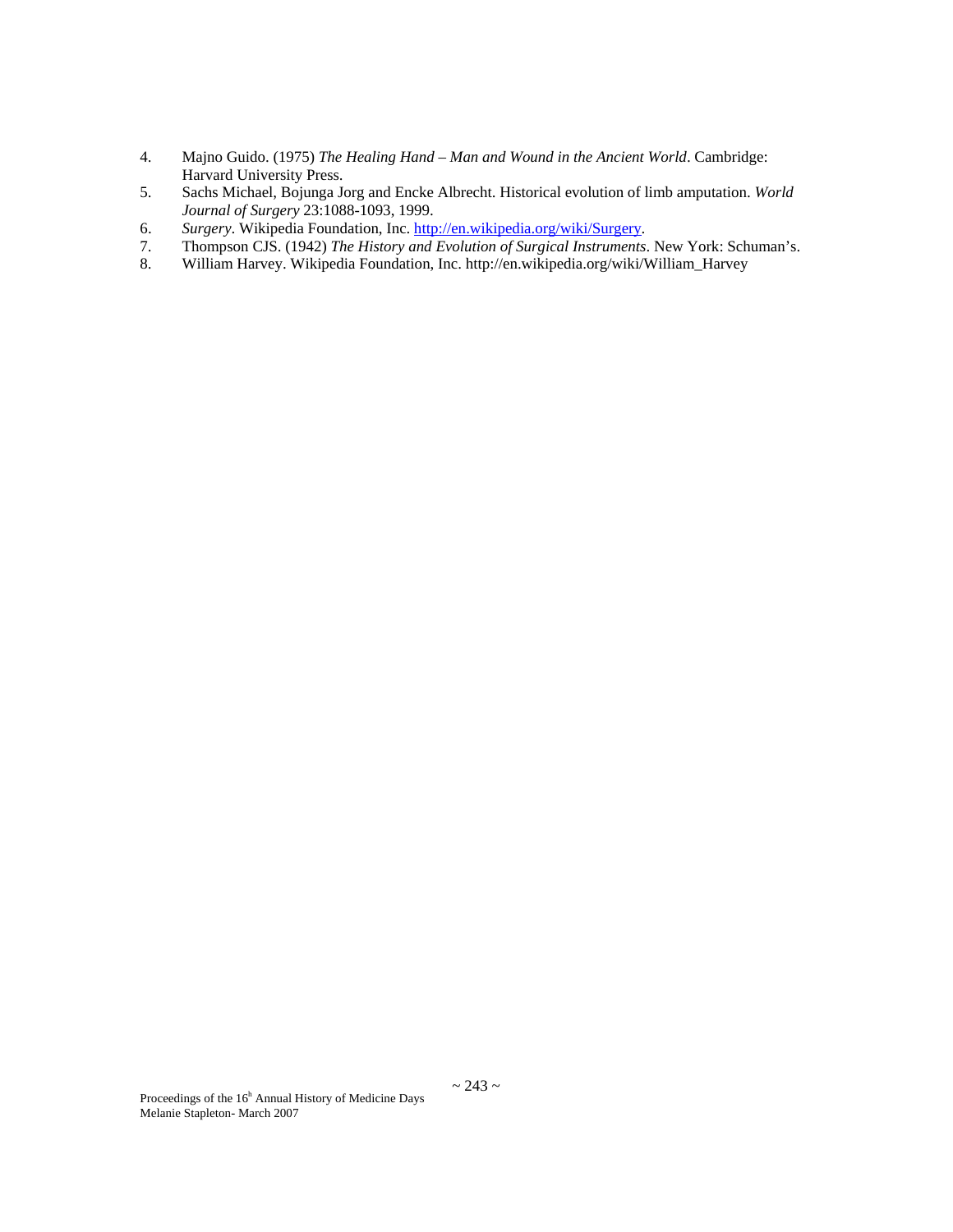4. Majno Guido. (1975) *The Healing Hand – Man and Wound in the Ancient World*. Cambridge: Harvard University Press.
5. Sachs Michael, Bojunga Jorg and Encke Albrecht. Historical evolution of limb amputation. *World Journal of Surgery* 23:1088-1093, 1999.
6. *Surgery*. Wikipedia Foundation, Inc. http://en.wikipedia.org/wiki/Surgery.
7. Thompson CJS. (1942) *The History and Evolution of Surgical Instruments*. New York: Schuman's.
8. William Harvey. Wikipedia Foundation, Inc. http://en.wikipedia.org/wiki/William_Harvey